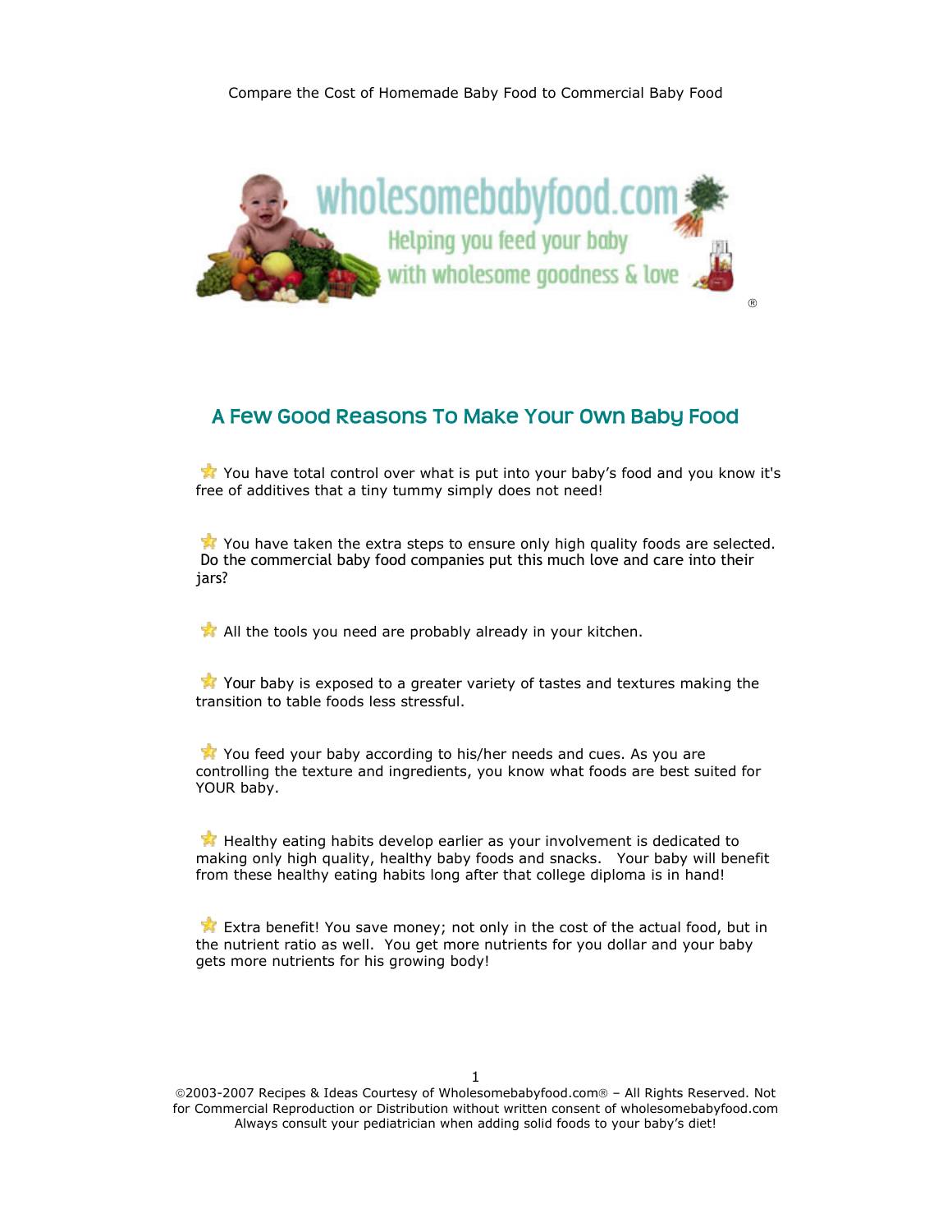## A Few Good Reasons To Make Your Own Baby Food

- You have total control over what is put into your baby's food and you know it's free of additives that a tiny tummy simply does not need!

- You have taken the extra steps to ensure only high quality foods are selected. Do the commercial baby food companies put this much love and care into their jars?

- All the tools you need are probably already in your kitchen.

- Your baby is exposed to a greater variety of tastes and textures making the transition to table foods less stressful.

- You feed your baby according to his/her needs and cues. As you are controlling the texture and ingredients, you know what foods are best suited for YOUR baby.

- Healthy eating habits develop earlier as your involvement is dedicated to making only high quality, healthy baby foods and snacks. Your baby will benefit from these healthy eating habits long after that college diploma is in hand!

- Extra benefit! You save money; not only in the cost of the actual food, but in the nutrient ratio as well. You get more nutrients for you dollar and your baby gets more nutrients for his growing body!

©2003-2007 Recipes & Ideas Courtesy of Wholesomebabyfood.com® – All Rights Reserved. Not for Commercial Reproduction or Distribution without written consent of wholesomebabyfood.com
Always consult your pediatrician when adding solid foods to your baby's diet!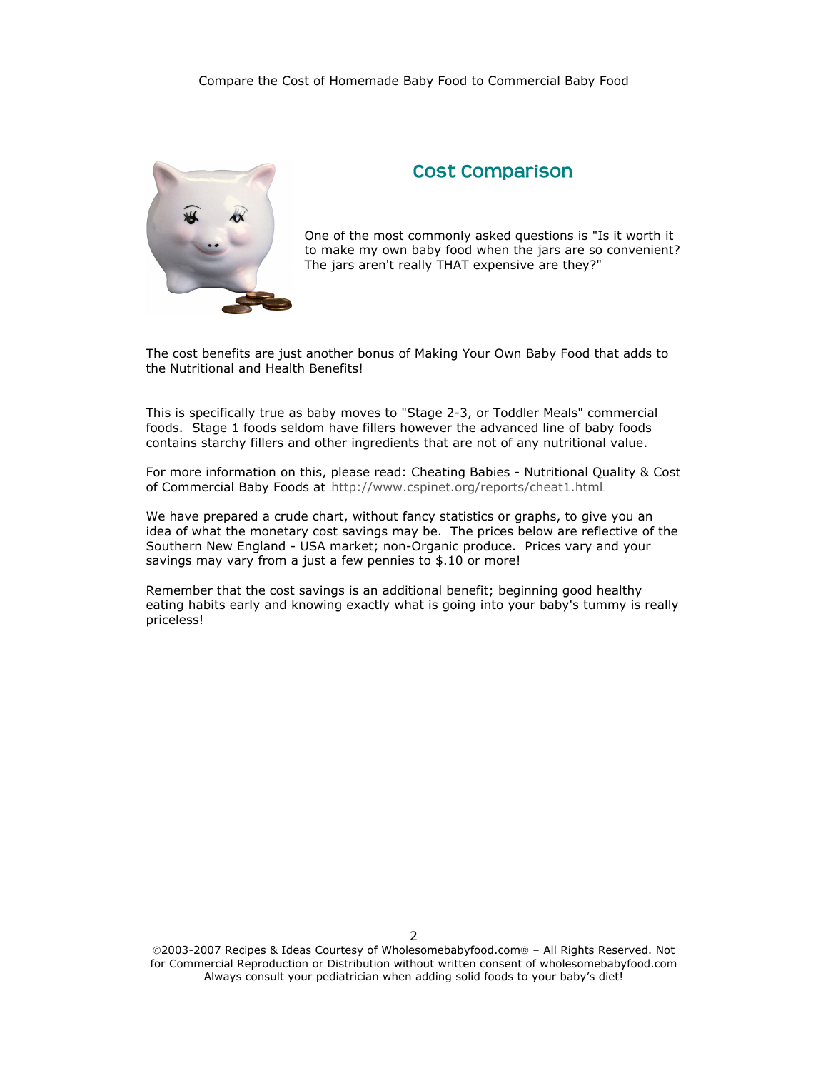## Cost Comparison

One of the most commonly asked questions is "Is it worth it to make my own baby food when the jars are so convenient? The jars aren't really THAT expensive are they?"

The cost benefits are just another bonus of Making Your Own Baby Food that adds to the Nutritional and Health Benefits!

This is specifically true as baby moves to "Stage 2-3, or Toddler Meals" commercial foods. Stage 1 foods seldom have fillers however the advanced line of baby foods contains starchy fillers and other ingredients that are not of any nutritional value.

For more information on this, please read: Cheating Babies - Nutritional Quality & Cost of Commercial Baby Foods at http://www.cspinet.org/reports/cheat1.html.

We have prepared a crude chart, without fancy statistics or graphs, to give you an idea of what the monetary cost savings may be. The prices below are reflective of the Southern New England - USA market; non-Organic produce. Prices vary and your savings may vary from a just a few pennies to $.10 or more!

Remember that the cost savings is an additional benefit; beginning good healthy eating habits early and knowing exactly what is going into your baby's tummy is really priceless!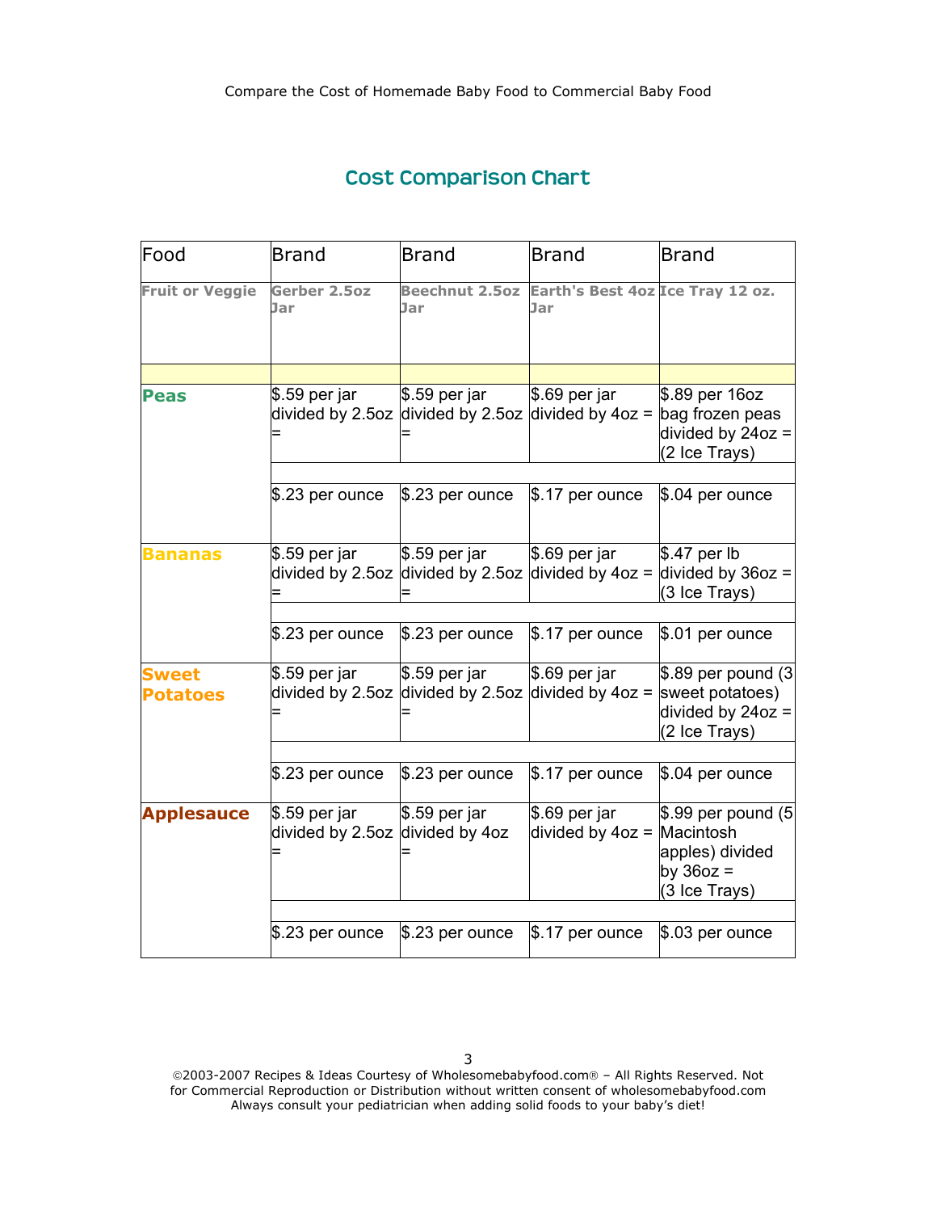## Cost Comparison Chart

| Food | Brand | Brand | Brand | Brand |
|---|---|---|---|---|
| **Fruit or Veggie** | **Gerber 2.5oz Jar** | **Beechnut 2.5oz Jar** | **Earth's Best 4oz Jar** | **Ice Tray 12 oz.** |
| | | | | |
| **Peas** | $.59 per jar divided by 2.5oz = | $.59 per jar divided by 2.5oz = | $.69 per jar divided by 4oz = | $.89 per 16oz bag frozen peas divided by 24oz = (2 Ice Trays) |
| | | | | |
| | $.23 per ounce | $.23 per ounce | $.17 per ounce | $.04 per ounce |
| **Bananas** | $.59 per jar divided by 2.5oz = | $.59 per jar divided by 2.5oz = | $.69 per jar divided by 4oz = | $.47 per lb divided by 36oz = (3 Ice Trays) |
| | | | | |
| | $.23 per ounce | $.23 per ounce | $.17 per ounce | $.01 per ounce |
| **Sweet Potatoes** | $.59 per jar divided by 2.5oz = | $.59 per jar divided by 2.5oz = | $.69 per jar divided by 4oz = | $.89 per pound (3 sweet potatoes) divided by 24oz = (2 Ice Trays) |
| | | | | |
| | $.23 per ounce | $.23 per ounce | $.17 per ounce | $.04 per ounce |
| **Applesauce** | $.59 per jar divided by 2.5oz = | $.59 per jar divided by 4oz = | $.69 per jar divided by 4oz = | $.99 per pound (5 Macintosh apples) divided by 36oz = (3 Ice Trays) |
| | | | | |
| | $.23 per ounce | $.23 per ounce | $.17 per ounce | $.03 per ounce |

©2003-2007 Recipes & Ideas Courtesy of Wholesomebabyfood.com® – All Rights Reserved. Not for Commercial Reproduction or Distribution without written consent of wholesomebabyfood.com
Always consult your pediatrician when adding solid foods to your baby's diet!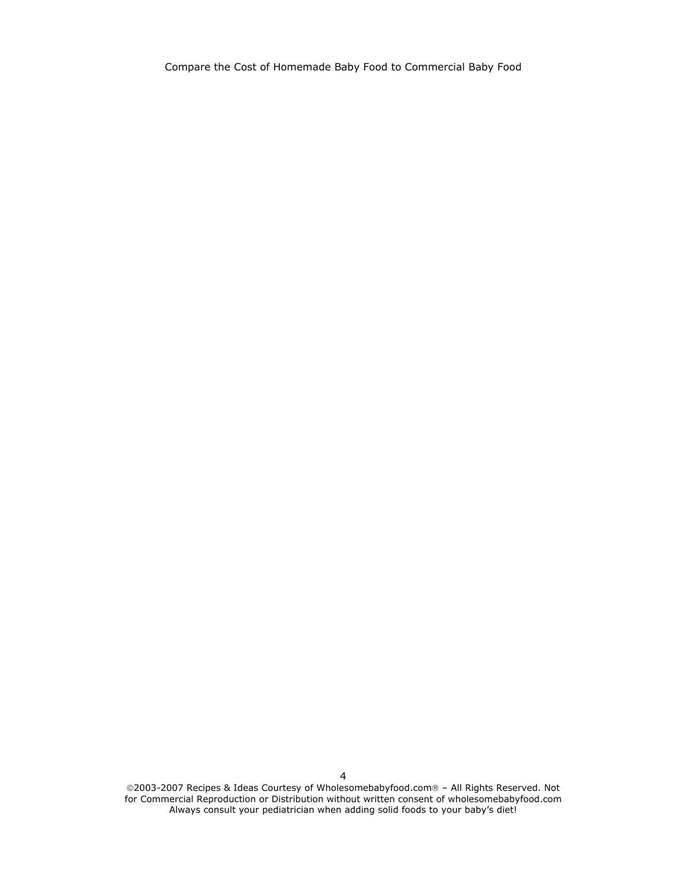Compare the Cost of Homemade Baby Food to Commercial Baby Food